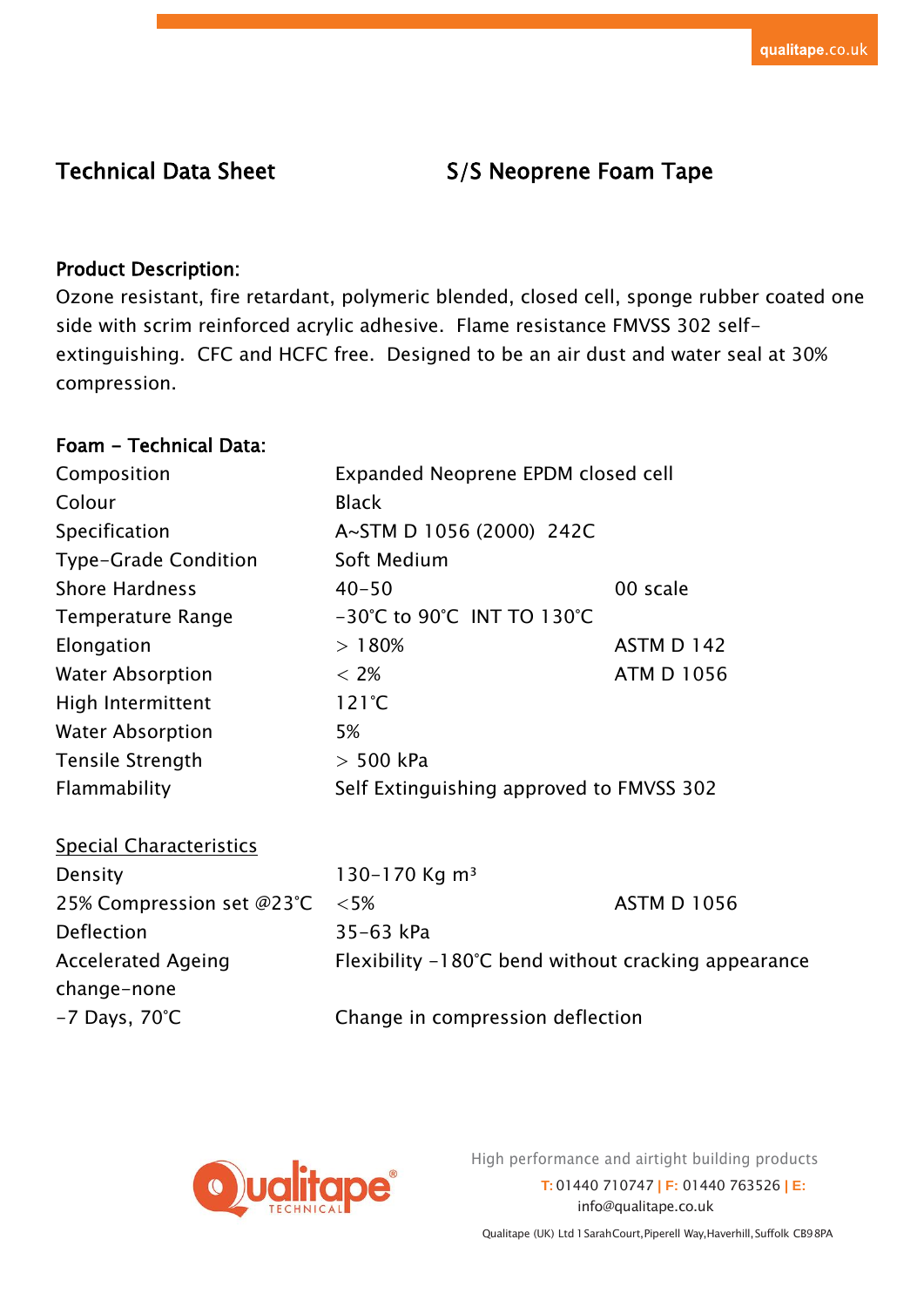# Technical Data Sheet — S/S Neoprene Foam Tape

## Product Description:

Ozone resistant, fire retardant, polymeric blended, closed cell, sponge rubber coated one side with scrim reinforced acrylic adhesive. Flame resistance FMVSS 302 self-extinguishing. CFC and HCFC free. Designed to be an air dust and water seal at 30% compression.

## Foam – Technical Data:

| | | |
|---|---|---|
| Composition | Expanded Neoprene EPDM closed cell | |
| Colour | Black | |
| Specification | A~STM D 1056 (2000) 242C | |
| Type-Grade Condition | Soft Medium | |
| Shore Hardness | 40-50 | 00 scale |
| Temperature Range | -30°C to 90°C INT TO 130°C | |
| Elongation | > 180% | ASTM D 142 |
| Water Absorption | < 2% | ATM D 1056 |
| High Intermittent | 121°C | |
| Water Absorption | 5% | |
| Tensile Strength | > 500 kPa | |
| Flammability | Self Extinguishing approved to FMVSS 302 | |

### Special Characteristics

| | | |
|---|---|---|
| Density | 130-170 Kg $m^3$ | |
| 25% Compression set @23°C | <5% | ASTM D 1056 |
| Deflection | 35-63 kPa | |
| Accelerated Ageing change-none | Flexibility -180°C bend without cracking appearance | |
| -7 Days, 70°C | Change in compression deflection | |

High performance and airtight building products

T: 01440 710747 | F: 01440 763526 | E: info@qualitape.co.uk

Qualitape (UK) Ltd 1 Sarah Court, Piperell Way, Haverhill, Suffolk CB9 8PA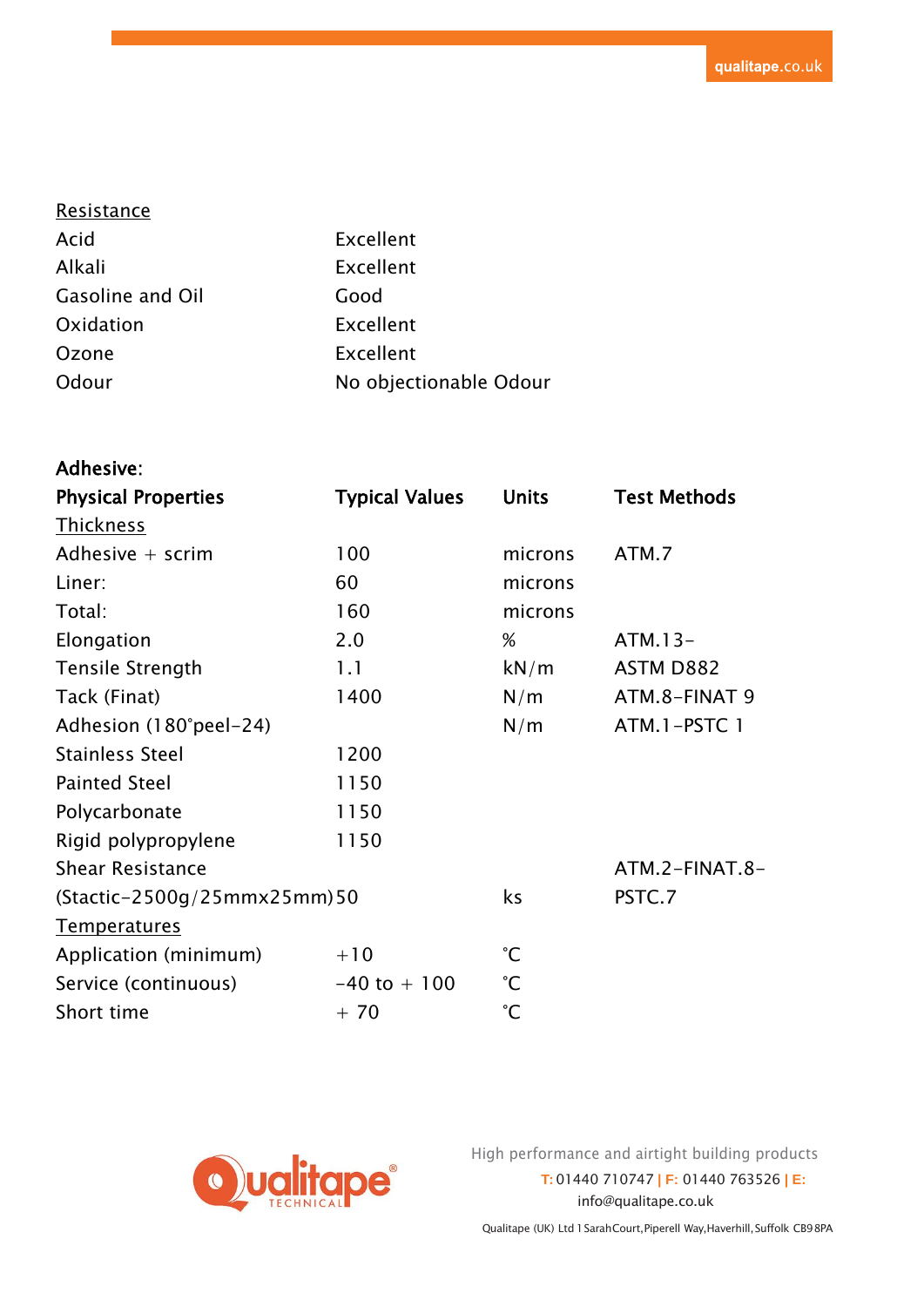<u>Resistance</u>

| | |
|---|---|
| Acid | Excellent |
| Alkali | Excellent |
| Gasoline and Oil | Good |
| Oxidation | Excellent |
| Ozone | Excellent |
| Odour | No objectionable Odour |

**Adhesive:**

| **Physical Properties** | **Typical Values** | **Units** | **Test Methods** |
|---|---|---|---|
| <u>Thickness</u> | | | |
| Adhesive + scrim | 100 | microns | ATM.7 |
| Liner: | 60 | microns | |
| Total: | 160 | microns | |
| Elongation | 2.0 | % | ATM.13- |
| Tensile Strength | 1.1 | kN/m | ASTM D882 |
| Tack (Finat) | 1400 | N/m | ATM.8-FINAT 9 |
| Adhesion (180°peel-24) | | N/m | ATM.1-PSTC 1 |
| Stainless Steel | 1200 | | |
| Painted Steel | 1150 | | |
| Polycarbonate | 1150 | | |
| Rigid polypropylene | 1150 | | |
| Shear Resistance | | | ATM.2-FINAT.8- |
| (Stactic-2500g/25mmx25mm) | 50 | ks | PSTC.7 |
| <u>Temperatures</u> | | | |
| Application (minimum) | +10 | °C | |
| Service (continuous) | -40 to + 100 | °C | |
| Short time | + 70 | °C | |

High performance and airtight building products

T: 01440 710747 | F: 01440 763526 | E: info@qualitape.co.uk

Qualitape (UK) Ltd 1 SarahCourt, Piperell Way, Haverhill, Suffolk CB9 8PA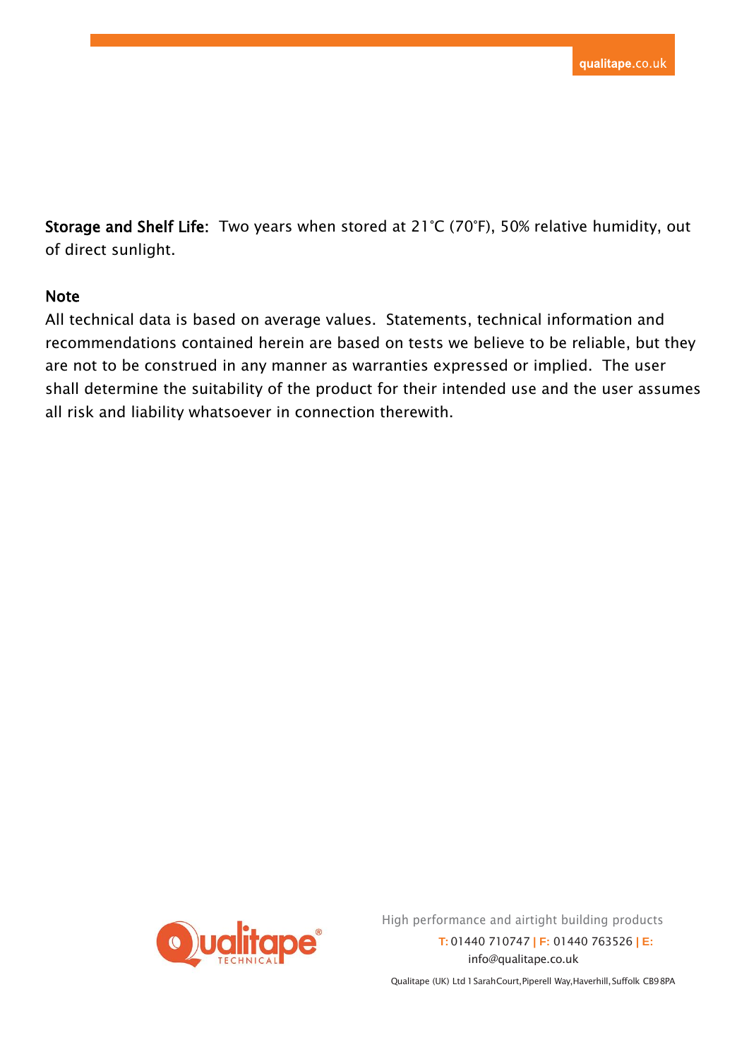**Storage and Shelf Life:** Two years when stored at 21˚C (70˚F), 50% relative humidity, out of direct sunlight.

## Note

All technical data is based on average values. Statements, technical information and recommendations contained herein are based on tests we believe to be reliable, but they are not to be construed in any manner as warranties expressed or implied. The user shall determine the suitability of the product for their intended use and the user assumes all risk and liability whatsoever in connection therewith.